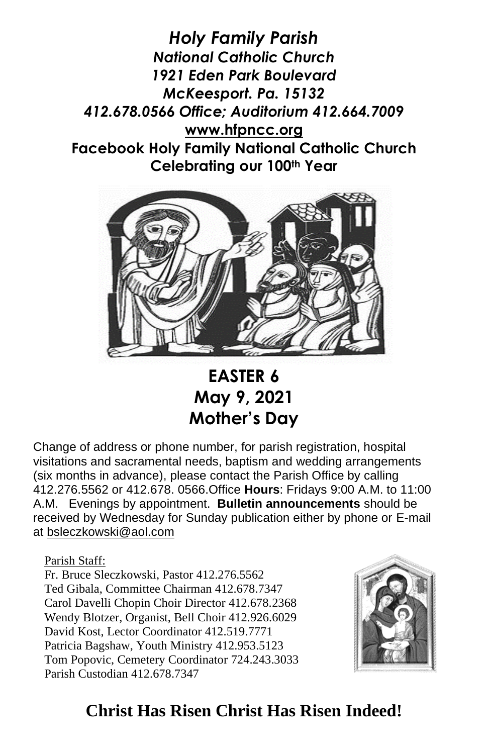# *Holy Family Parish*

***National Catholic Church***
***1921 Eden Park Boulevard***
***McKeesport. Pa. 15132***
***412.678.0566 Office; Auditorium 412.664.7009***
**www.hfpncc.org**
**Facebook Holy Family National Catholic Church**
**Celebrating our 100th Year**

## EASTER 6
## May 9, 2021
## Mother's Day

Change of address or phone number, for parish registration, hospital visitations and sacramental needs, baptism and wedding arrangements (six months in advance), please contact the Parish Office by calling 412.276.5562 or 412.678. 0566.Office **Hours**: Fridays 9:00 A.M. to 11:00 A.M. Evenings by appointment. **Bulletin announcements** should be received by Wednesday for Sunday publication either by phone or E-mail at bsleczkowski@aol.com

Parish Staff:
Fr. Bruce Sleczkowski, Pastor 412.276.5562
Ted Gibala, Committee Chairman 412.678.7347
Carol Davelli Chopin Choir Director 412.678.2368
Wendy Blotzer, Organist, Bell Choir 412.926.6029
David Kost, Lector Coordinator 412.519.7771
Patricia Bagshaw, Youth Ministry 412.953.5123
Tom Popovic, Cemetery Coordinator 724.243.3033
Parish Custodian 412.678.7347

## Christ Has Risen Christ Has Risen Indeed!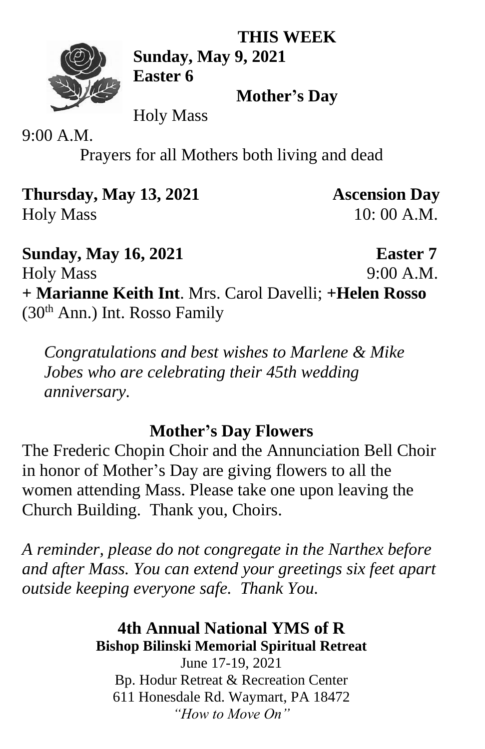**THIS WEEK**

**Sunday, May 9, 2021**
**Easter 6**

**Mother's Day**

Holy Mass
9:00 A.M.

Prayers for all Mothers both living and dead

**Thursday, May 13, 2021** **Ascension Day**
Holy Mass 10: 00 A.M.

**Sunday, May 16, 2021** **Easter 7**
Holy Mass 9:00 A.M.
**+ Marianne Keith Int**. Mrs. Carol Davelli; **+Helen Rosso** (30th Ann.) Int. Rosso Family

*Congratulations and best wishes to Marlene & Mike Jobes who are celebrating their 45th wedding anniversary.*

## Mother's Day Flowers

The Frederic Chopin Choir and the Annunciation Bell Choir in honor of Mother's Day are giving flowers to all the women attending Mass. Please take one upon leaving the Church Building. Thank you, Choirs.

*A reminder, please do not congregate in the Narthex before and after Mass. You can extend your greetings six feet apart outside keeping everyone safe. Thank You.*

## 4th Annual National YMS of R

**Bishop Bilinski Memorial Spiritual Retreat**

June 17-19, 2021
Bp. Hodur Retreat & Recreation Center
611 Honesdale Rd. Waymart, PA 18472
*"How to Move On"*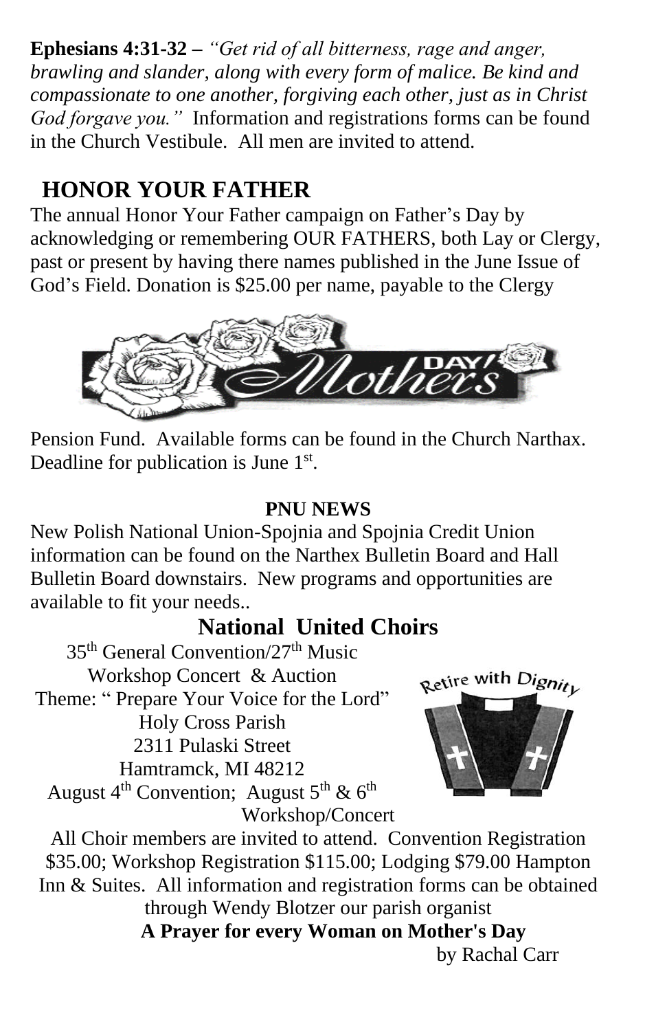**Ephesians 4:31-32 –** *"Get rid of all bitterness, rage and anger, brawling and slander, along with every form of malice. Be kind and compassionate to one another, forgiving each other, just as in Christ God forgave you."* Information and registrations forms can be found in the Church Vestibule. All men are invited to attend.

## HONOR YOUR FATHER

The annual Honor Your Father campaign on Father's Day by acknowledging or remembering OUR FATHERS, both Lay or Clergy, past or present by having there names published in the June Issue of God's Field. Donation is $25.00 per name, payable to the Clergy Pension Fund. Available forms can be found in the Church Narthax. Deadline for publication is June 1st.

**PNU NEWS**

New Polish National Union-Spojnia and Spojnia Credit Union information can be found on the Narthex Bulletin Board and Hall Bulletin Board downstairs. New programs and opportunities are available to fit your needs..

## National United Choirs

35th General Convention/27th Music
Workshop Concert & Auction
Theme: " Prepare Your Voice for the Lord"
Holy Cross Parish
2311 Pulaski Street
Hamtramck, MI 48212
August 4th Convention; August 5th & 6th Workshop/Concert

All Choir members are invited to attend. Convention Registration $35.00; Workshop Registration $115.00; Lodging $79.00 Hampton Inn & Suites. All information and registration forms can be obtained through Wendy Blotzer our parish organist

**A Prayer for every Woman on Mother's Day**

by Rachal Carr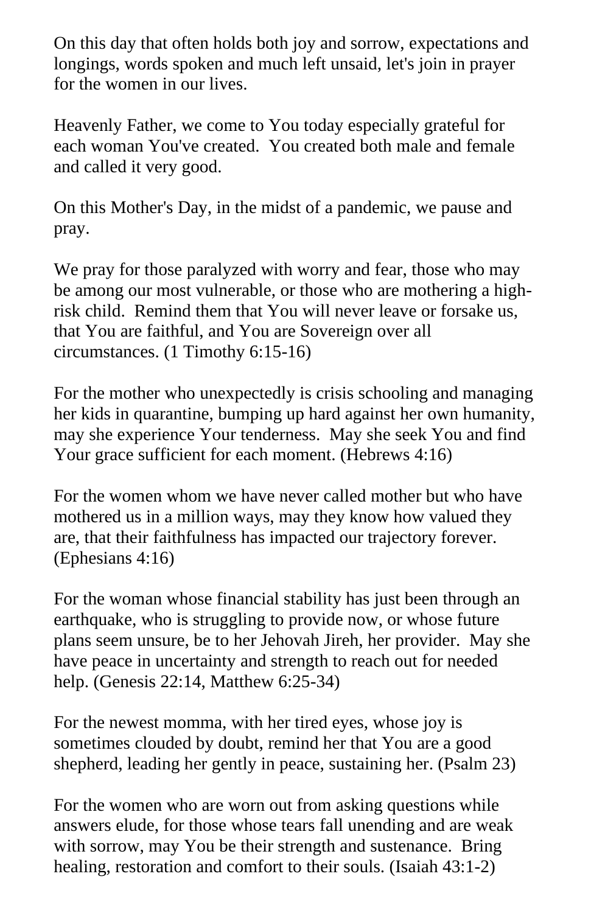On this day that often holds both joy and sorrow, expectations and longings, words spoken and much left unsaid, let's join in prayer for the women in our lives.

Heavenly Father, we come to You today especially grateful for each woman You've created. You created both male and female and called it very good.

On this Mother's Day, in the midst of a pandemic, we pause and pray.

We pray for those paralyzed with worry and fear, those who may be among our most vulnerable, or those who are mothering a high-risk child. Remind them that You will never leave or forsake us, that You are faithful, and You are Sovereign over all circumstances. (1 Timothy 6:15-16)

For the mother who unexpectedly is crisis schooling and managing her kids in quarantine, bumping up hard against her own humanity, may she experience Your tenderness. May she seek You and find Your grace sufficient for each moment. (Hebrews 4:16)

For the women whom we have never called mother but who have mothered us in a million ways, may they know how valued they are, that their faithfulness has impacted our trajectory forever. (Ephesians 4:16)

For the woman whose financial stability has just been through an earthquake, who is struggling to provide now, or whose future plans seem unsure, be to her Jehovah Jireh, her provider. May she have peace in uncertainty and strength to reach out for needed help. (Genesis 22:14, Matthew 6:25-34)

For the newest momma, with her tired eyes, whose joy is sometimes clouded by doubt, remind her that You are a good shepherd, leading her gently in peace, sustaining her. (Psalm 23)

For the women who are worn out from asking questions while answers elude, for those whose tears fall unending and are weak with sorrow, may You be their strength and sustenance. Bring healing, restoration and comfort to their souls. (Isaiah 43:1-2)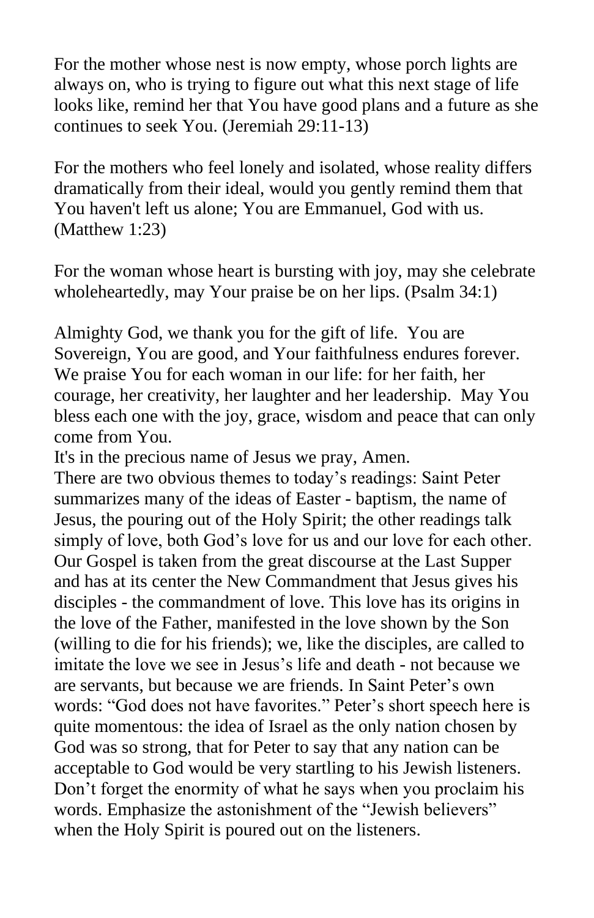For the mother whose nest is now empty, whose porch lights are always on, who is trying to figure out what this next stage of life looks like, remind her that You have good plans and a future as she continues to seek You. (Jeremiah 29:11-13)

For the mothers who feel lonely and isolated, whose reality differs dramatically from their ideal, would you gently remind them that You haven't left us alone; You are Emmanuel, God with us. (Matthew 1:23)

For the woman whose heart is bursting with joy, may she celebrate wholeheartedly, may Your praise be on her lips. (Psalm 34:1)

Almighty God, we thank you for the gift of life. You are Sovereign, You are good, and Your faithfulness endures forever. We praise You for each woman in our life: for her faith, her courage, her creativity, her laughter and her leadership. May You bless each one with the joy, grace, wisdom and peace that can only come from You.
It's in the precious name of Jesus we pray, Amen.
There are two obvious themes to today's readings: Saint Peter summarizes many of the ideas of Easter - baptism, the name of Jesus, the pouring out of the Holy Spirit; the other readings talk simply of love, both God's love for us and our love for each other. Our Gospel is taken from the great discourse at the Last Supper and has at its center the New Commandment that Jesus gives his disciples - the commandment of love. This love has its origins in the love of the Father, manifested in the love shown by the Son (willing to die for his friends); we, like the disciples, are called to imitate the love we see in Jesus's life and death - not because we are servants, but because we are friends. In Saint Peter's own words: "God does not have favorites." Peter's short speech here is quite momentous: the idea of Israel as the only nation chosen by God was so strong, that for Peter to say that any nation can be acceptable to God would be very startling to his Jewish listeners. Don't forget the enormity of what he says when you proclaim his words. Emphasize the astonishment of the "Jewish believers" when the Holy Spirit is poured out on the listeners.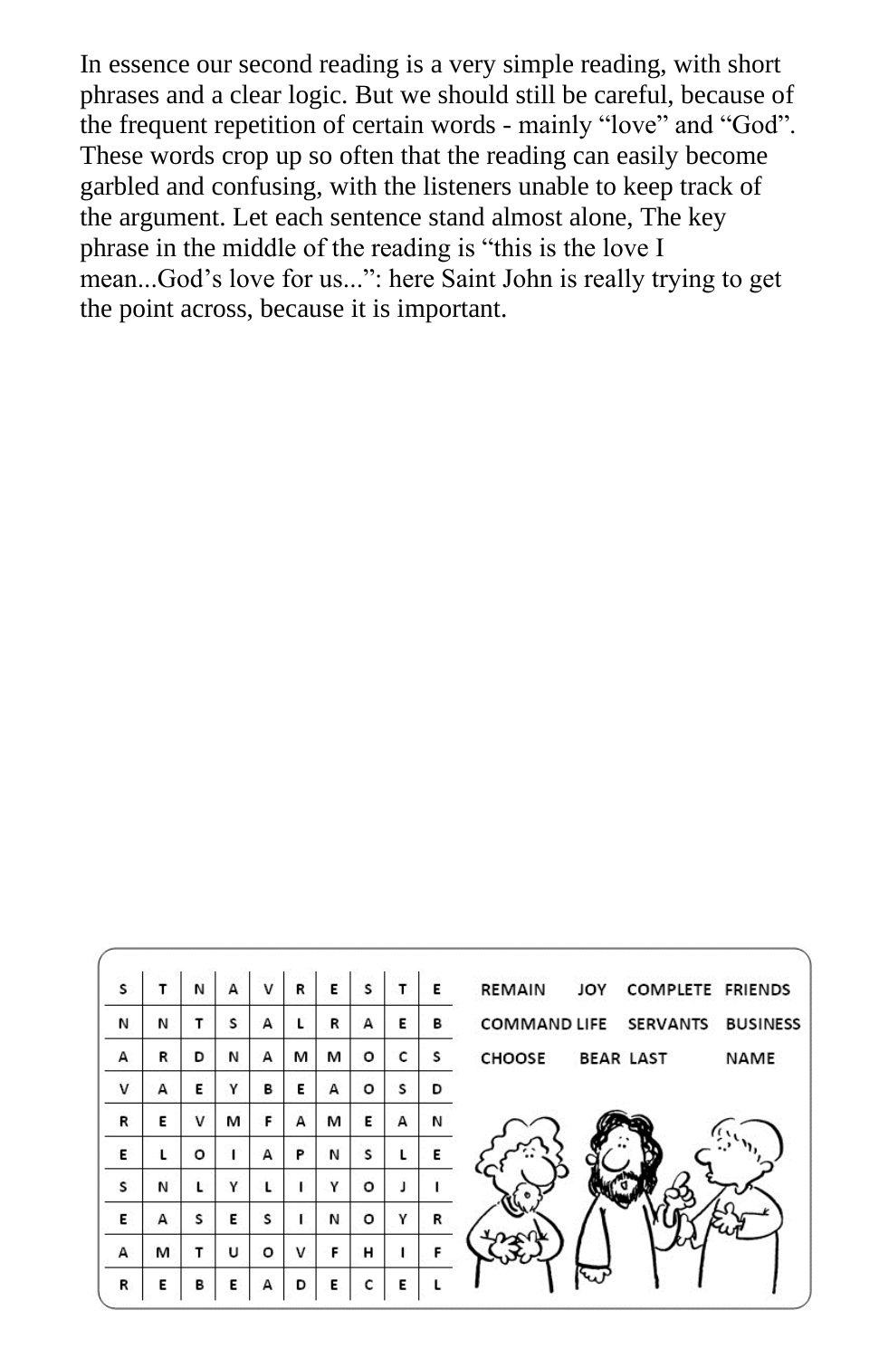In essence our second reading is a very simple reading, with short phrases and a clear logic. But we should still be careful, because of the frequent repetition of certain words - mainly “love” and “God”. These words crop up so often that the reading can easily become garbled and confusing, with the listeners unable to keep track of the argument. Let each sentence stand almost alone, The key phrase in the middle of the reading is “this is the love I mean...God’s love for us...”: here Saint John is really trying to get the point across, because it is important.

| | | | | | | | | | |
|---|---|---|---|---|---|---|---|---|---|
| S | T | N | A | V | R | E | S | T | E |
| N | N | T | S | A | L | R | A | E | B |
| A | R | D | N | A | M | M | O | C | S |
| V | A | E | Y | B | E | A | O | S | D |
| R | E | V | M | F | A | M | E | A | N |
| E | L | O | I | A | P | N | S | L | E |
| S | N | L | Y | L | I | Y | O | J | I |
| E | A | S | E | S | I | N | O | Y | R |
| A | M | T | U | O | V | F | H | I | F |
| R | E | B | E | A | D | E | C | E | L |

REMAIN JOY COMPLETE FRIENDS

COMMAND LIFE SERVANTS BUSINESS

CHOOSE BEAR LAST NAME